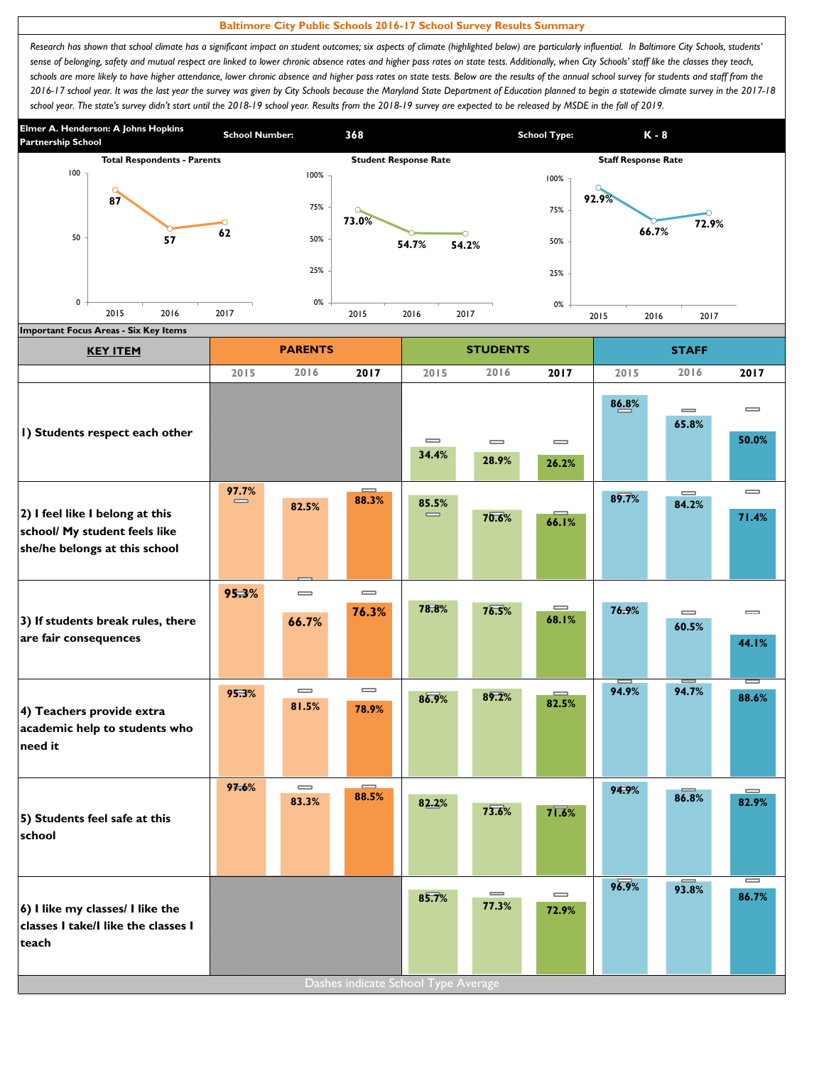# Baltimore City Public Schools 2016-17 School Survey Results Summary

*Research has shown that school climate has a significant impact on student outcomes; six aspects of climate (highlighted below) are particularly influential. In Baltimore City Schools, students' sense of belonging, safety and mutual respect are linked to lower chronic absence rates and higher pass rates on state tests. Additionally, when City Schools' staff like the classes they teach, schools are more likely to have higher attendance, lower chronic absence and higher pass rates on state tests. Below are the results of the annual school survey for students and staff from the 2016-17 school year. It was the last year the survey was given by City Schools because the Maryland State Department of Education planned to begin a statewide climate survey in the 2017-18 school year. The state's survey didn't start until the 2018-19 school year. Results from the 2018-19 survey are expected to be released by MSDE in the fall of 2019.*

**Elmer A. Henderson: A Johns Hopkins Partnership School** | **School Number:** 368 | **School Type:** K - 8

| | 2015 | 2016 | 2017 |
|---|---|---|---|
| Total Respondents - Parents | 87 | 57 | 62 |
| Student Response Rate | 73.0% | 54.7% | 54.2% |
| Staff Response Rate | 92.9% | 66.7% | 72.9% |

## Important Focus Areas - Six Key Items

| KEY ITEM | PARENTS 2015 | PARENTS 2016 | PARENTS 2017 | STUDENTS 2015 | STUDENTS 2016 | STUDENTS 2017 | STAFF 2015 | STAFF 2016 | STAFF 2017 |
|---|---|---|---|---|---|---|---|---|---|
| 1) Students respect each other | | | | 34.4% | 28.9% | 26.2% | 86.8% | 65.8% | 50.0% |
| 2) I feel like I belong at this school/ My student feels like she/he belongs at this school | 97.7% | 82.5% | 88.3% | 85.5% | 70.6% | 66.1% | 89.7% | 84.2% | 71.4% |
| 3) If students break rules, there are fair consequences | 95.3% | 66.7% | 76.3% | 78.8% | 76.5% | 68.1% | 76.9% | 60.5% | 44.1% |
| 4) Teachers provide extra academic help to students who need it | 95.3% | 81.5% | 78.9% | 86.9% | 89.2% | 82.5% | 94.9% | 94.7% | 88.6% |
| 5) Students feel safe at this school | 97.6% | 83.3% | 88.5% | 82.2% | 73.6% | 71.6% | 94.9% | 86.8% | 82.9% |
| 6) I like my classes/ I like the classes I take/I like the classes I teach | | | | 85.7% | 77.3% | 72.9% | 96.9% | 93.8% | 86.7% |

Dashes indicate School Type Average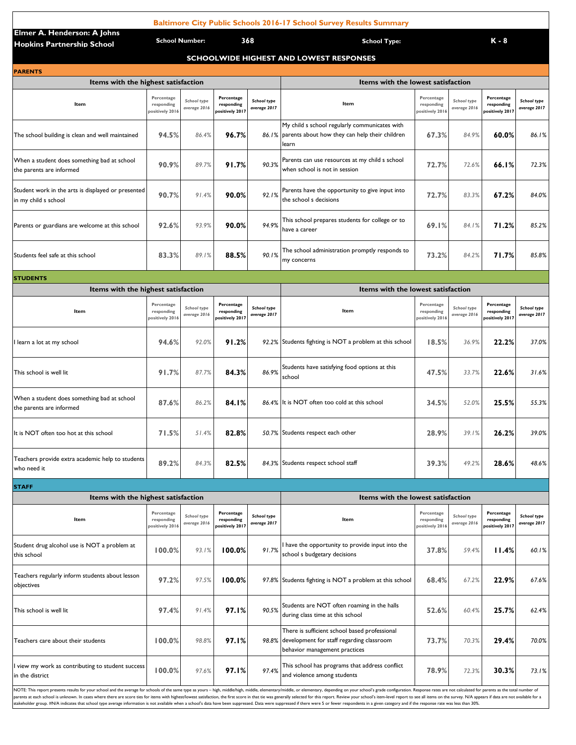# Baltimore City Public Schools 2016-17 School Survey Results Summary

**Elmer A. Henderson: A Johns Hopkins Partnership School** | **School Number:** 368 | **School Type:** K - 8

## SCHOOLWIDE HIGHEST AND LOWEST RESPONSES

### PARENTS

| Items with the highest satisfaction | | | | | Items with the lowest satisfaction | | | | |
|---|---|---|---|---|---|---|---|---|---|
| Item | Percentage responding positively 2016 | *School type average 2016* | Percentage responding positively 2017 | *School type average 2017* | Item | Percentage responding positively 2016 | *School type average 2016* | Percentage responding positively 2017 | *School type average 2017* |
| The school building is clean and well maintained | 94.5% | *86.4%* | 96.7% | *86.1%* | My child s school regularly communicates with parents about how they can help their children learn | 67.3% | *84.9%* | 60.0% | *86.1%* |
| When a student does something bad at school the parents are informed | 90.9% | *89.7%* | 91.7% | *90.3%* | Parents can use resources at my child s school when school is not in session | 72.7% | *72.6%* | 66.1% | *72.3%* |
| Student work in the arts is displayed or presented in my child s school | 90.7% | *91.4%* | 90.0% | *92.1%* | Parents have the opportunity to give input into the school s decisions | 72.7% | *83.3%* | 67.2% | *84.0%* |
| Parents or guardians are welcome at this school | 92.6% | *93.9%* | 90.0% | *94.9%* | This school prepares students for college or to have a career | 69.1% | *84.1%* | 71.2% | *85.2%* |
| Students feel safe at this school | 83.3% | *89.1%* | 88.5% | *90.1%* | The school administration promptly responds to my concerns | 73.2% | *84.2%* | 71.7% | *85.8%* |

### STUDENTS

| Items with the highest satisfaction | | | | | Items with the lowest satisfaction | | | | |
|---|---|---|---|---|---|---|---|---|---|
| Item | Percentage responding positively 2016 | *School type average 2016* | Percentage responding positively 2017 | *School type average 2017* | Item | Percentage responding positively 2016 | *School type average 2016* | Percentage responding positively 2017 | *School type average 2017* |
| I learn a lot at my school | 94.6% | *92.0%* | 91.2% | *92.2%* | Students fighting is NOT a problem at this school | 18.5% | *36.9%* | 22.2% | *37.0%* |
| This school is well lit | 91.7% | *87.7%* | 84.3% | *86.9%* | Students have satisfying food options at this school | 47.5% | *33.7%* | 22.6% | *31.6%* |
| When a student does something bad at school the parents are informed | 87.6% | *86.2%* | 84.1% | *86.4%* | It is NOT often too cold at this school | 34.5% | *52.0%* | 25.5% | *55.3%* |
| It is NOT often too hot at this school | 71.5% | *51.4%* | 82.8% | *50.7%* | Students respect each other | 28.9% | *39.1%* | 26.2% | *39.0%* |
| Teachers provide extra academic help to students who need it | 89.2% | *84.3%* | 82.5% | *84.3%* | Students respect school staff | 39.3% | *49.2%* | 28.6% | *48.6%* |

### STAFF

| Items with the highest satisfaction | | | | | Items with the lowest satisfaction | | | | |
|---|---|---|---|---|---|---|---|---|---|
| Item | Percentage responding positively 2016 | *School type average 2016* | Percentage responding positively 2017 | *School type average 2017* | Item | Percentage responding positively 2016 | *School type average 2016* | Percentage responding positively 2017 | *School type average 2017* |
| Student drug alcohol use is NOT a problem at this school | 100.0% | *93.1%* | 100.0% | *91.7%* | I have the opportunity to provide input into the school s budgetary decisions | 37.8% | *59.4%* | 11.4% | *60.1%* |
| Teachers regularly inform students about lesson objectives | 97.2% | *97.5%* | 100.0% | *97.8%* | Students fighting is NOT a problem at this school | 68.4% | *67.2%* | 22.9% | *67.6%* |
| This school is well lit | 97.4% | *91.4%* | 97.1% | *90.5%* | Students are NOT often roaming in the halls during class time at this school | 52.6% | *60.4%* | 25.7% | *62.4%* |
| Teachers care about their students | 100.0% | *98.8%* | 97.1% | *98.8%* | There is sufficient school based professional development for staff regarding classroom behavior management practices | 73.7% | *70.3%* | 29.4% | *70.0%* |
| I view my work as contributing to student success in the district | 100.0% | *97.6%* | 97.1% | *97.4%* | This school has programs that address conflict and violence among students | 78.9% | *72.3%* | 30.3% | *73.1%* |

NOTE: This report presents results for your school and the average for schools of the same type as yours – high, middle/high, middle, elementary/middle, or elementary, depending on your school's grade configuration. Response rates are not calculated for parents as the total number of parents at each school is unknown. In cases where there are score ties for items with highest/lowest satisfaction, the first score in that tie was generally selected for this report. Review your school's item-level report to see all items on the survey. N/A appears if data are not available for a stakeholder group. #N/A indicates that school type average information is not available when a school's data have been suppressed. Data were suppressed if there were 5 or fewer respondents in a given category and if the response rate was less than 30%.